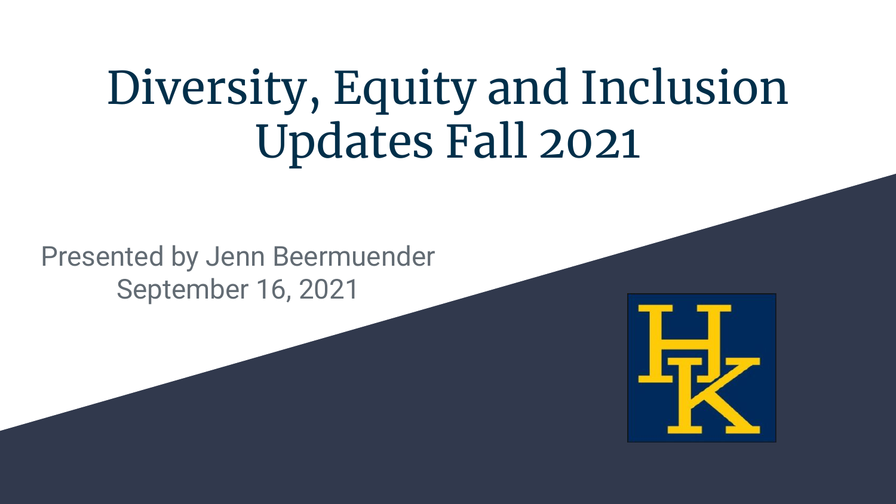# Diversity, Equity and Inclusion Updates Fall 2021

Presented by Jenn Beermuender
September 16, 2021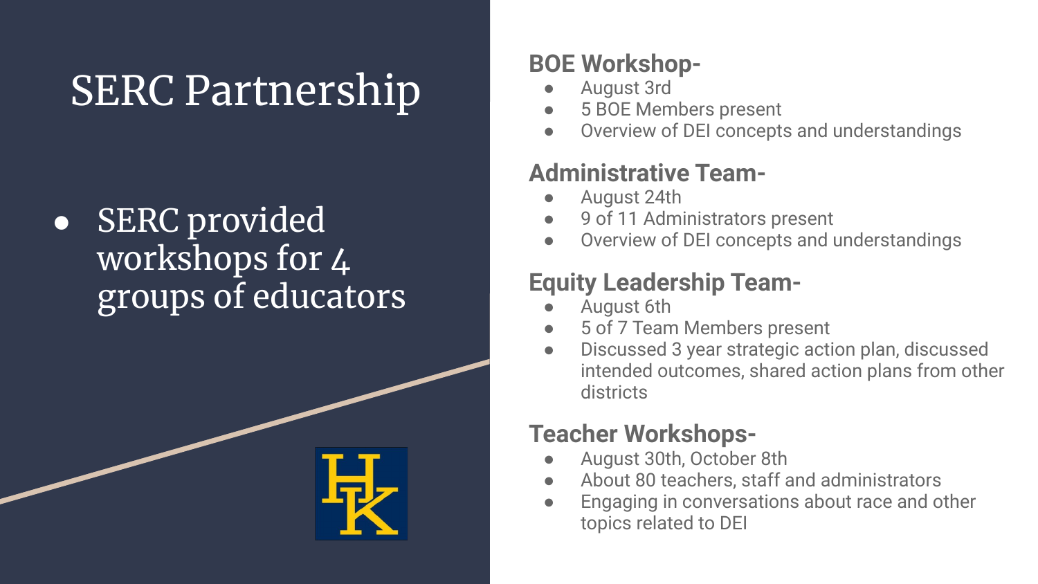# SERC Partnership

- SERC provided workshops for 4 groups of educators

### BOE Workshop-

- August 3rd
- 5 BOE Members present
- Overview of DEI concepts and understandings

### Administrative Team-

- August 24th
- 9 of 11 Administrators present
- Overview of DEI concepts and understandings

### Equity Leadership Team-

- August 6th
- 5 of 7 Team Members present
- Discussed 3 year strategic action plan, discussed intended outcomes, shared action plans from other districts

### Teacher Workshops-

- August 30th, October 8th
- About 80 teachers, staff and administrators
- Engaging in conversations about race and other topics related to DEI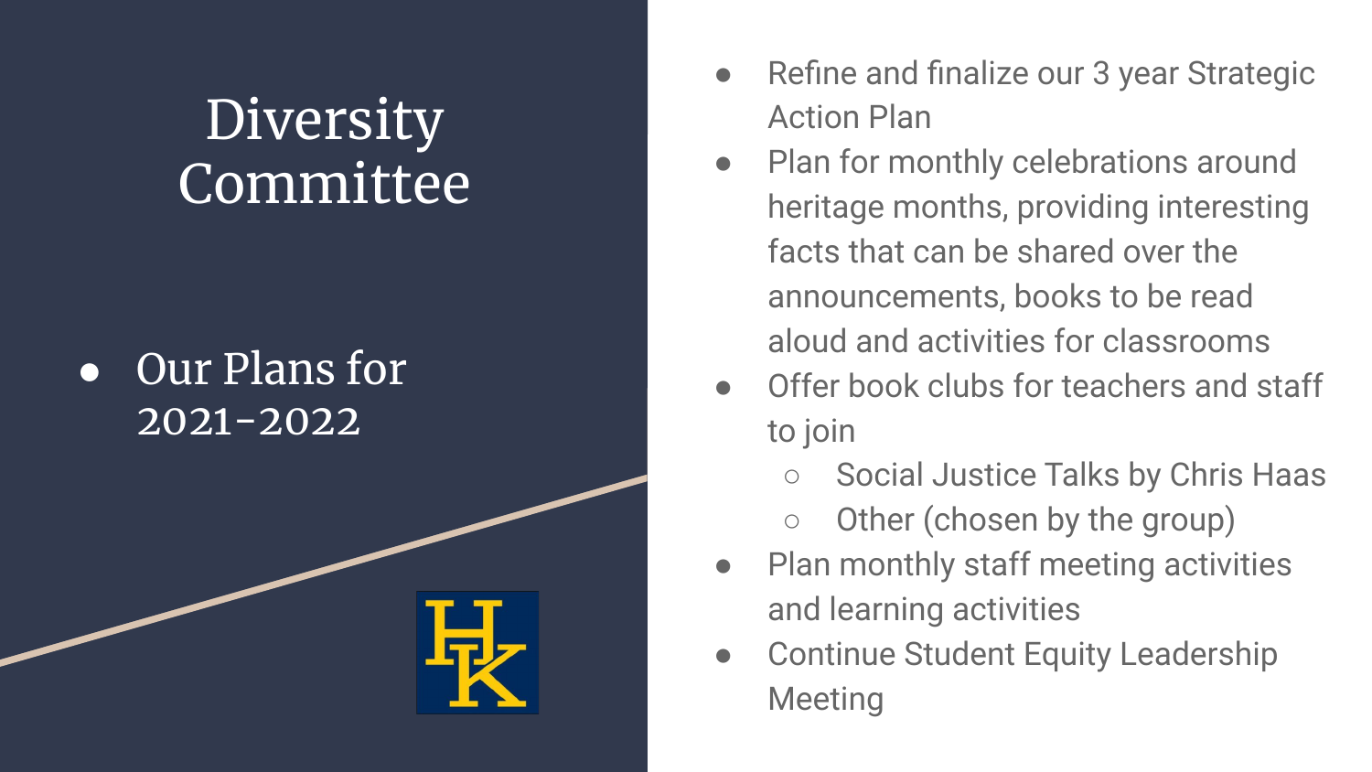# Diversity Committee

- Our Plans for 2021-2022

- Refine and finalize our 3 year Strategic Action Plan
- Plan for monthly celebrations around heritage months, providing interesting facts that can be shared over the announcements, books to be read aloud and activities for classrooms
- Offer book clubs for teachers and staff to join
  - Social Justice Talks by Chris Haas
  - Other (chosen by the group)
- Plan monthly staff meeting activities and learning activities
- Continue Student Equity Leadership Meeting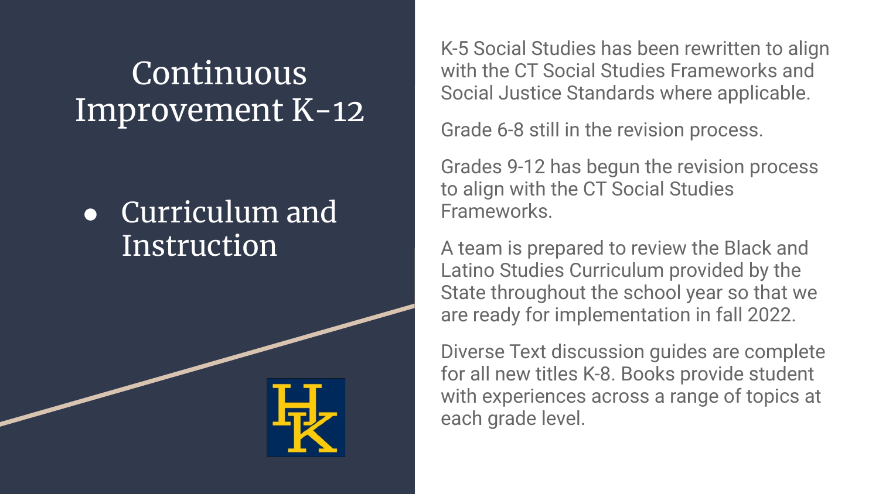# Continuous Improvement K-12

- Curriculum and Instruction

K-5 Social Studies has been rewritten to align with the CT Social Studies Frameworks and Social Justice Standards where applicable.

Grade 6-8 still in the revision process.

Grades 9-12 has begun the revision process to align with the CT Social Studies Frameworks.

A team is prepared to review the Black and Latino Studies Curriculum provided by the State throughout the school year so that we are ready for implementation in fall 2022.

Diverse Text discussion guides are complete for all new titles K-8. Books provide student with experiences across a range of topics at each grade level.